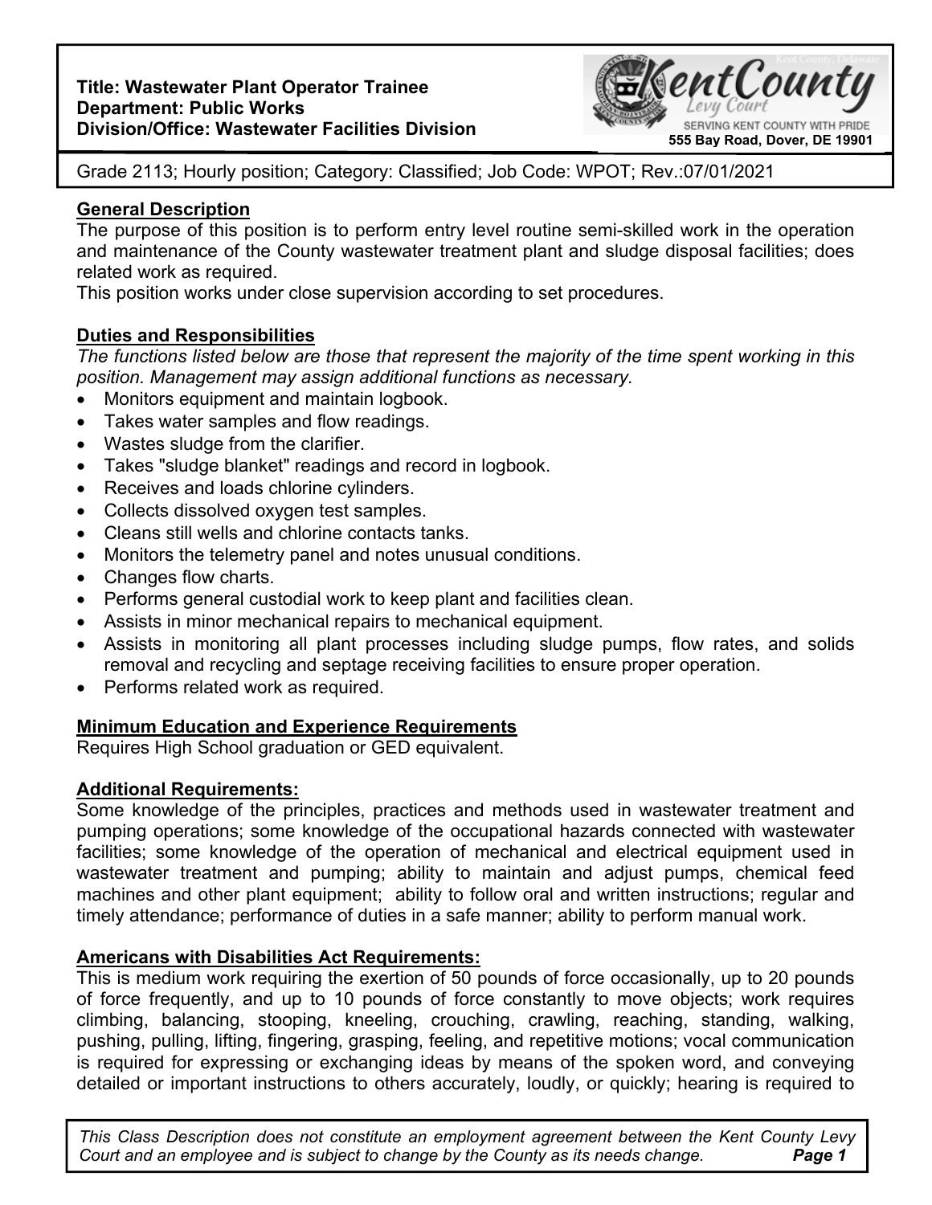**Title: Wastewater Plant Operator Trainee**
**Department: Public Works**
**Division/Office: Wastewater Facilities Division**

Kent County Levy Court — SERVING KENT COUNTY WITH PRIDE
555 Bay Road, Dover, DE 19901

Grade 2113; Hourly position; Category: Classified; Job Code: WPOT; Rev.:07/01/2021

## General Description

The purpose of this position is to perform entry level routine semi-skilled work in the operation and maintenance of the County wastewater treatment plant and sludge disposal facilities; does related work as required.

This position works under close supervision according to set procedures.

## Duties and Responsibilities

*The functions listed below are those that represent the majority of the time spent working in this position. Management may assign additional functions as necessary.*

- Monitors equipment and maintain logbook.
- Takes water samples and flow readings.
- Wastes sludge from the clarifier.
- Takes "sludge blanket" readings and record in logbook.
- Receives and loads chlorine cylinders.
- Collects dissolved oxygen test samples.
- Cleans still wells and chlorine contacts tanks.
- Monitors the telemetry panel and notes unusual conditions.
- Changes flow charts.
- Performs general custodial work to keep plant and facilities clean.
- Assists in minor mechanical repairs to mechanical equipment.
- Assists in monitoring all plant processes including sludge pumps, flow rates, and solids removal and recycling and septage receiving facilities to ensure proper operation.
- Performs related work as required.

## Minimum Education and Experience Requirements

Requires High School graduation or GED equivalent.

## Additional Requirements:

Some knowledge of the principles, practices and methods used in wastewater treatment and pumping operations; some knowledge of the occupational hazards connected with wastewater facilities; some knowledge of the operation of mechanical and electrical equipment used in wastewater treatment and pumping; ability to maintain and adjust pumps, chemical feed machines and other plant equipment; ability to follow oral and written instructions; regular and timely attendance; performance of duties in a safe manner; ability to perform manual work.

## Americans with Disabilities Act Requirements:

This is medium work requiring the exertion of 50 pounds of force occasionally, up to 20 pounds of force frequently, and up to 10 pounds of force constantly to move objects; work requires climbing, balancing, stooping, kneeling, crouching, crawling, reaching, standing, walking, pushing, pulling, lifting, fingering, grasping, feeling, and repetitive motions; vocal communication is required for expressing or exchanging ideas by means of the spoken word, and conveying detailed or important instructions to others accurately, loudly, or quickly; hearing is required to

*This Class Description does not constitute an employment agreement between the Kent County Levy Court and an employee and is subject to change by the County as its needs change.*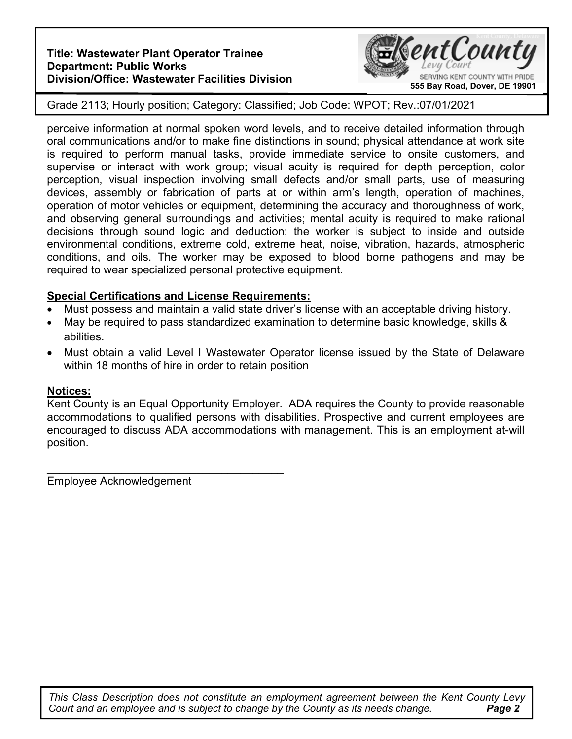perceive information at normal spoken word levels, and to receive detailed information through oral communications and/or to make fine distinctions in sound; physical attendance at work site is required to perform manual tasks, provide immediate service to onsite customers, and supervise or interact with work group; visual acuity is required for depth perception, color perception, visual inspection involving small defects and/or small parts, use of measuring devices, assembly or fabrication of parts at or within arm's length, operation of machines, operation of motor vehicles or equipment, determining the accuracy and thoroughness of work, and observing general surroundings and activities; mental acuity is required to make rational decisions through sound logic and deduction; the worker is subject to inside and outside environmental conditions, extreme cold, extreme heat, noise, vibration, hazards, atmospheric conditions, and oils. The worker may be exposed to blood borne pathogens and may be required to wear specialized personal protective equipment.

**Special Certifications and License Requirements:**

- Must possess and maintain a valid state driver's license with an acceptable driving history.
- May be required to pass standardized examination to determine basic knowledge, skills & abilities.
- Must obtain a valid Level I Wastewater Operator license issued by the State of Delaware within 18 months of hire in order to retain position

**Notices:**

Kent County is an Equal Opportunity Employer. ADA requires the County to provide reasonable accommodations to qualified persons with disabilities. Prospective and current employees are encouraged to discuss ADA accommodations with management. This is an employment at-will position.

\_\_\_\_\_\_\_\_\_\_\_\_\_\_\_\_\_\_\_\_\_\_\_\_\_\_\_\_\_\_\_\_\_\_\_\_\_\_\_\_

Employee Acknowledgement